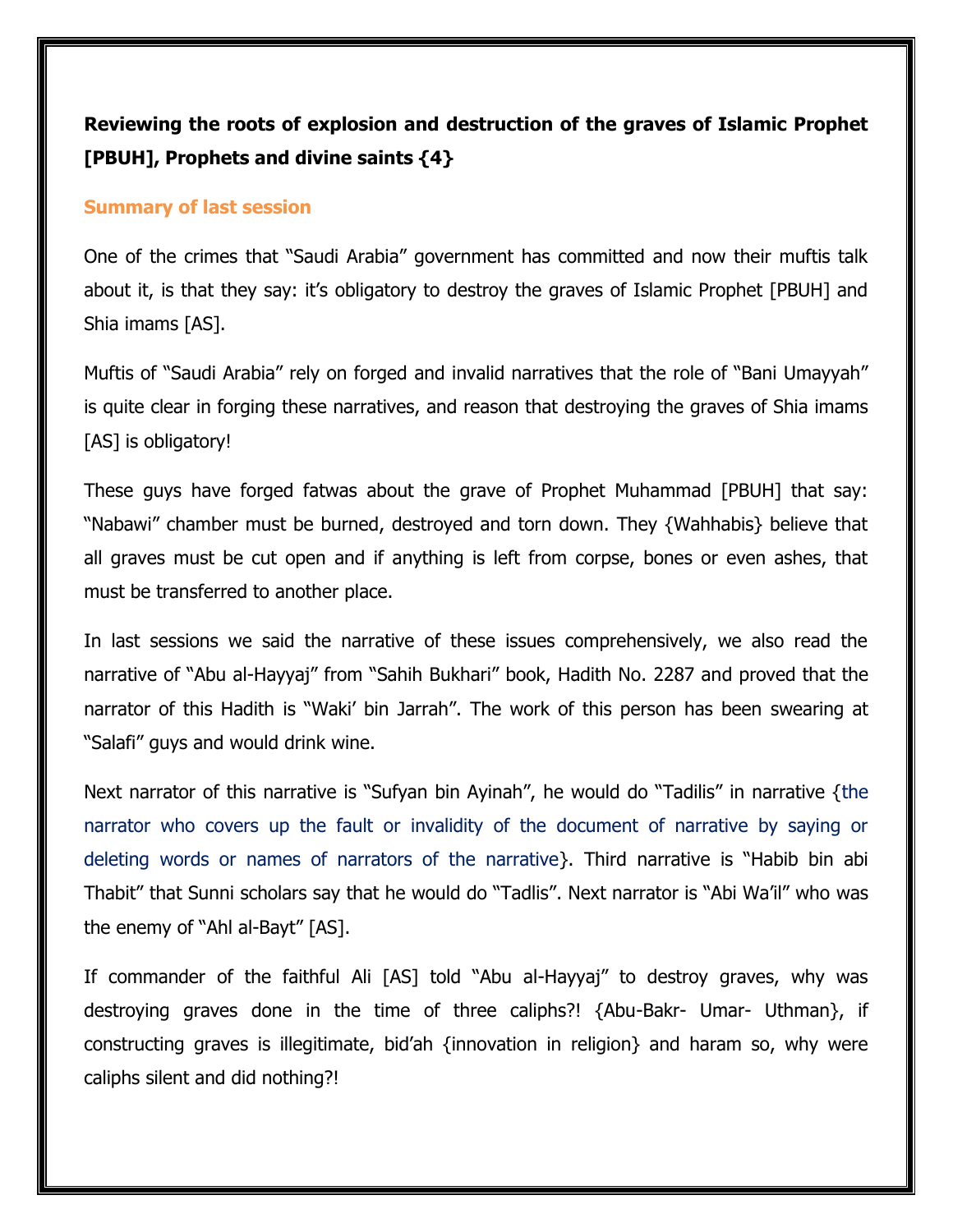**Reviewing the roots of explosion and destruction of the graves of Islamic Prophet [PBUH], Prophets and divine saints {4}**

## Summary of last session

One of the crimes that "Saudi Arabia" government has committed and now their muftis talk about it, is that they say: it's obligatory to destroy the graves of Islamic Prophet [PBUH] and Shia imams [AS].

Muftis of "Saudi Arabia" rely on forged and invalid narratives that the role of "Bani Umayyah" is quite clear in forging these narratives, and reason that destroying the graves of Shia imams [AS] is obligatory!

These guys have forged fatwas about the grave of Prophet Muhammad [PBUH] that say: "Nabawi" chamber must be burned, destroyed and torn down. They {Wahhabis} believe that all graves must be cut open and if anything is left from corpse, bones or even ashes, that must be transferred to another place.

In last sessions we said the narrative of these issues comprehensively, we also read the narrative of "Abu al-Hayyaj" from "Sahih Bukhari" book, Hadith No. 2287 and proved that the narrator of this Hadith is "Waki' bin Jarrah". The work of this person has been swearing at "Salafi" guys and would drink wine.

Next narrator of this narrative is "Sufyan bin Ayinah", he would do "Tadilis" in narrative {the narrator who covers up the fault or invalidity of the document of narrative by saying or deleting words or names of narrators of the narrative}. Third narrative is "Habib bin abi Thabit" that Sunni scholars say that he would do "Tadlis". Next narrator is "Abi Wa'il" who was the enemy of "Ahl al-Bayt" [AS].

If commander of the faithful Ali [AS] told "Abu al-Hayyaj" to destroy graves, why was destroying graves done in the time of three caliphs?! {Abu-Bakr- Umar- Uthman}, if constructing graves is illegitimate, bid'ah {innovation in religion} and haram so, why were caliphs silent and did nothing?!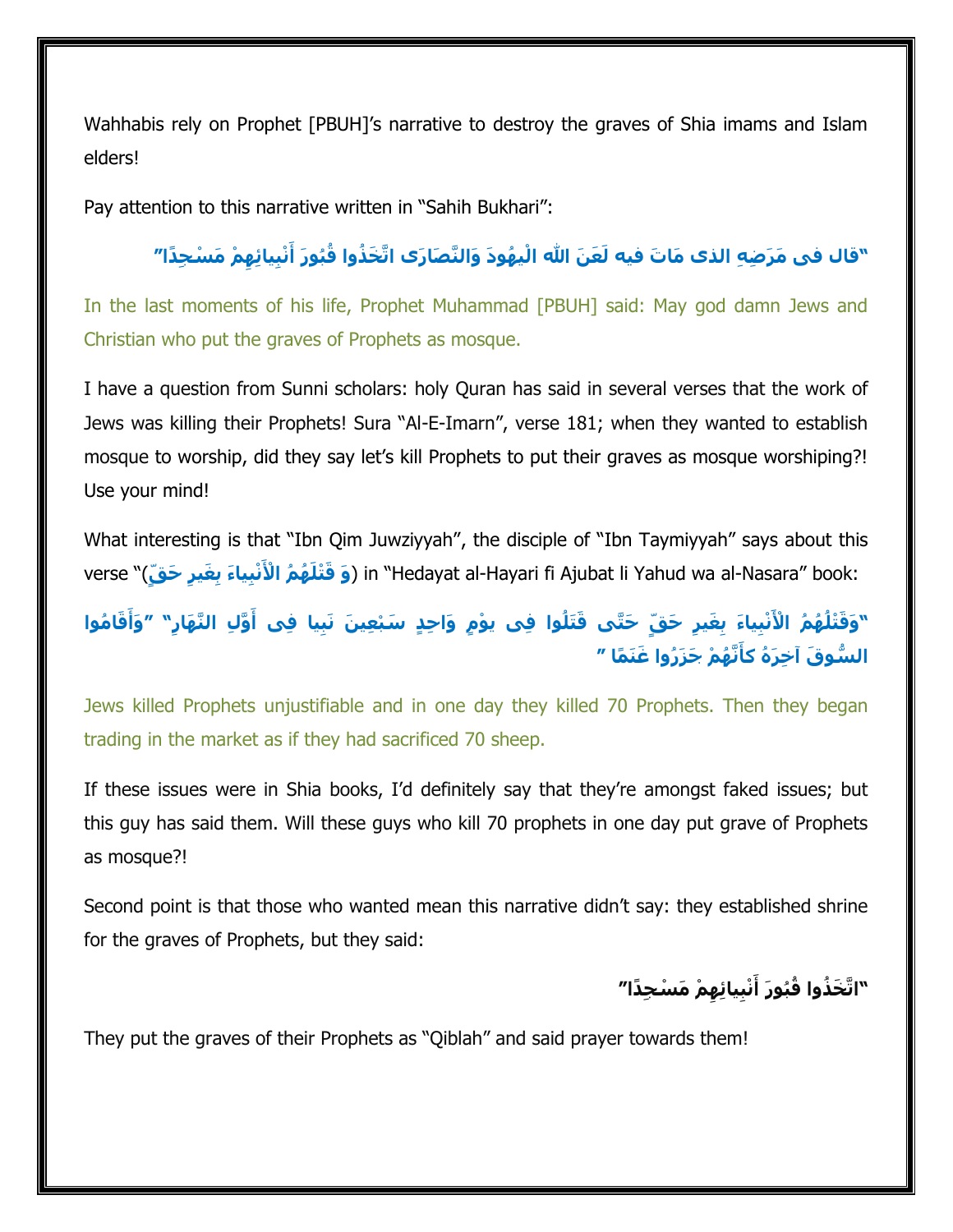Wahhabis rely on Prophet [PBUH]'s narrative to destroy the graves of Shia imams and Islam elders!

Pay attention to this narrative written in "Sahih Bukhari":

"قال فی مَرَضِهِ الذی مَاتَ فیه لَعَنَ الله الْیهُودَ وَالنَّصَارَی اتَّخَذُوا قُبُورَ أَنْبِیائِهِمْ مَسْجِدًا"

In the last moments of his life, Prophet Muhammad [PBUH] said: May god damn Jews and Christian who put the graves of Prophets as mosque.

I have a question from Sunni scholars: holy Quran has said in several verses that the work of Jews was killing their Prophets! Sura "Al-E-Imarn", verse 181; when they wanted to establish mosque to worship, did they say let's kill Prophets to put their graves as mosque worshiping?! Use your mind!

What interesting is that "Ibn Qim Juwziyyah", the disciple of "Ibn Taymiyyah" says about this verse "(وَ قَتْلَهُمُ الْأَنْبِیاءَ بِغَیرِ حَقٍّ) in "Hedayat al-Hayari fi Ajubat li Yahud wa al-Nasara" book:

"وَقَتْلُهُمُ الْأَنْبِیاءَ بِغَیرِ حَقٍّ حَتَّی قَتَلُوا فِی یوْمٍ وَاحِدٍ سَبْعِینَ نَبِیا فِی أَوَّلِ النَّهَارِ" "وَأَقَامُوا السُّوقَ آخِرَهُ كأَنَّهُمْ جَزَرُوا غَنَمًا"

Jews killed Prophets unjustifiable and in one day they killed 70 Prophets. Then they began trading in the market as if they had sacrificed 70 sheep.

If these issues were in Shia books, I'd definitely say that they're amongst faked issues; but this guy has said them. Will these guys who kill 70 prophets in one day put grave of Prophets as mosque?!

Second point is that those who wanted mean this narrative didn't say: they established shrine for the graves of Prophets, but they said:

"اتَّخَذُوا قُبُورَ أَنْبِیائِهِمْ مَسْجِدًا"

They put the graves of their Prophets as "Qiblah" and said prayer towards them!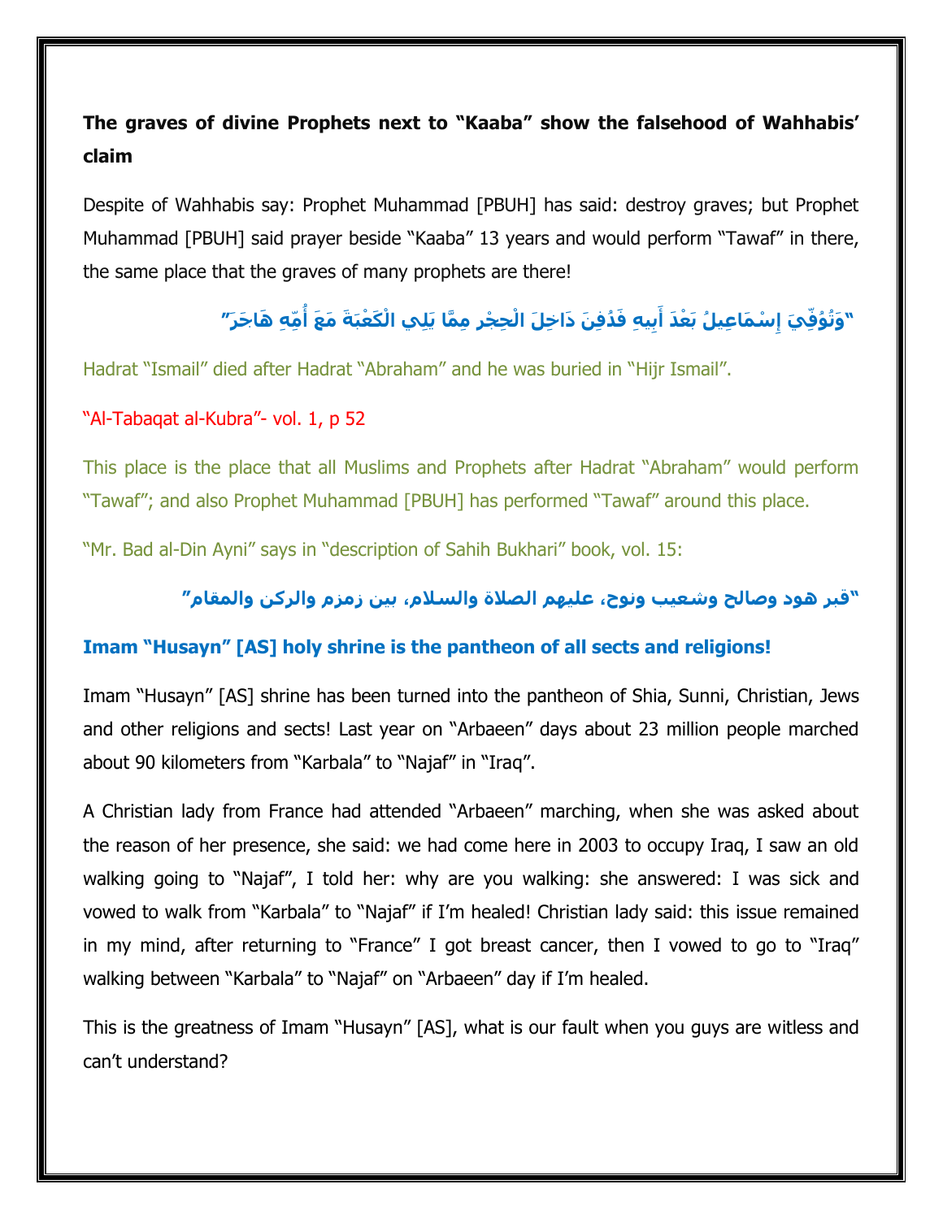**The graves of divine Prophets next to "Kaaba" show the falsehood of Wahhabis' claim**

Despite of Wahhabis say: Prophet Muhammad [PBUH] has said: destroy graves; but Prophet Muhammad [PBUH] said prayer beside "Kaaba" 13 years and would perform "Tawaf" in there, the same place that the graves of many prophets are there!

"وَتُوُفِّيَ إِسْمَاعِيلُ بَعْدَ أَبِيهِ فَدُفِنَ دَاخِلَ الْحِجْرِ مِمَّا يَلِي الْكَعْبَةَ مَعَ أُمِّهِ هَاجَرَ"

Hadrat "Ismail" died after Hadrat "Abraham" and he was buried in "Hijr Ismail".

"Al-Tabaqat al-Kubra"- vol. 1, p 52

This place is the place that all Muslims and Prophets after Hadrat "Abraham" would perform "Tawaf"; and also Prophet Muhammad [PBUH] has performed "Tawaf" around this place.

"Mr. Bad al-Din Ayni" says in "description of Sahih Bukhari" book, vol. 15:

"قبر هود وصالح وشعيب ونوح، عليهم الصلاة والسلام، بين زمزم والركن والمقام"

**Imam "Husayn" [AS] holy shrine is the pantheon of all sects and religions!**

Imam "Husayn" [AS] shrine has been turned into the pantheon of Shia, Sunni, Christian, Jews and other religions and sects! Last year on "Arbaeen" days about 23 million people marched about 90 kilometers from "Karbala" to "Najaf" in "Iraq".

A Christian lady from France had attended "Arbaeen" marching, when she was asked about the reason of her presence, she said: we had come here in 2003 to occupy Iraq, I saw an old walking going to "Najaf", I told her: why are you walking: she answered: I was sick and vowed to walk from "Karbala" to "Najaf" if I'm healed! Christian lady said: this issue remained in my mind, after returning to "France" I got breast cancer, then I vowed to go to "Iraq" walking between "Karbala" to "Najaf" on "Arbaeen" day if I'm healed.

This is the greatness of Imam "Husayn" [AS], what is our fault when you guys are witless and can't understand?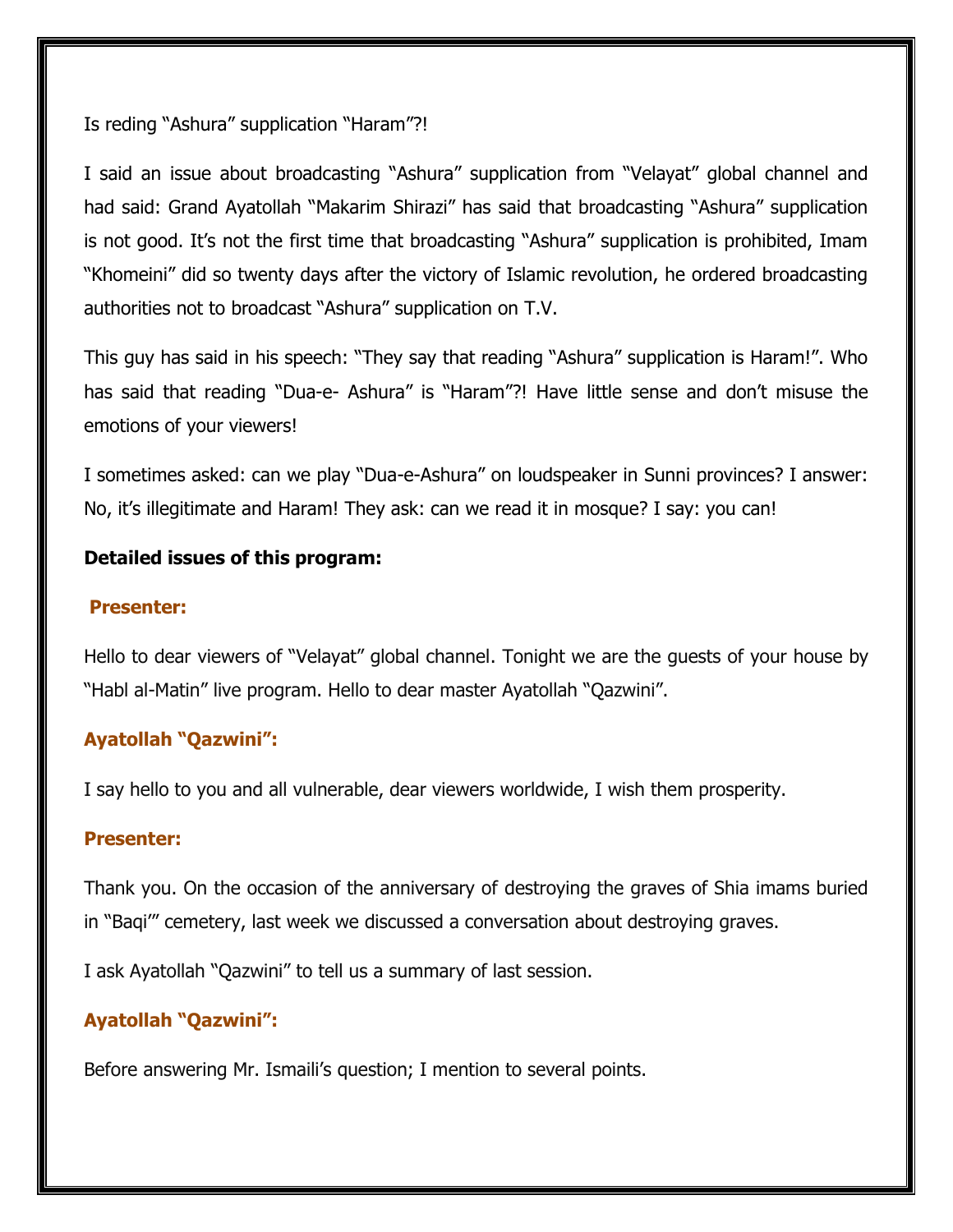Is reding “Ashura” supplication “Haram”?!

I said an issue about broadcasting “Ashura” supplication from “Velayat” global channel and had said: Grand Ayatollah “Makarim Shirazi” has said that broadcasting “Ashura” supplication is not good. It’s not the first time that broadcasting “Ashura” supplication is prohibited, Imam “Khomeini” did so twenty days after the victory of Islamic revolution, he ordered broadcasting authorities not to broadcast “Ashura” supplication on T.V.

This guy has said in his speech: “They say that reading “Ashura” supplication is Haram!”. Who has said that reading “Dua-e- Ashura” is “Haram”?! Have little sense and don’t misuse the emotions of your viewers!

I sometimes asked: can we play “Dua-e-Ashura” on loudspeaker in Sunni provinces? I answer: No, it’s illegitimate and Haram! They ask: can we read it in mosque? I say: you can!

**Detailed issues of this program:**

**Presenter:**

Hello to dear viewers of “Velayat” global channel. Tonight we are the guests of your house by “Habl al-Matin” live program. Hello to dear master Ayatollah “Qazwini”.

**Ayatollah “Qazwini”:**

I say hello to you and all vulnerable, dear viewers worldwide, I wish them prosperity.

**Presenter:**

Thank you. On the occasion of the anniversary of destroying the graves of Shia imams buried in “Baqi’” cemetery, last week we discussed a conversation about destroying graves.

I ask Ayatollah “Qazwini” to tell us a summary of last session.

**Ayatollah “Qazwini”:**

Before answering Mr. Ismaili’s question; I mention to several points.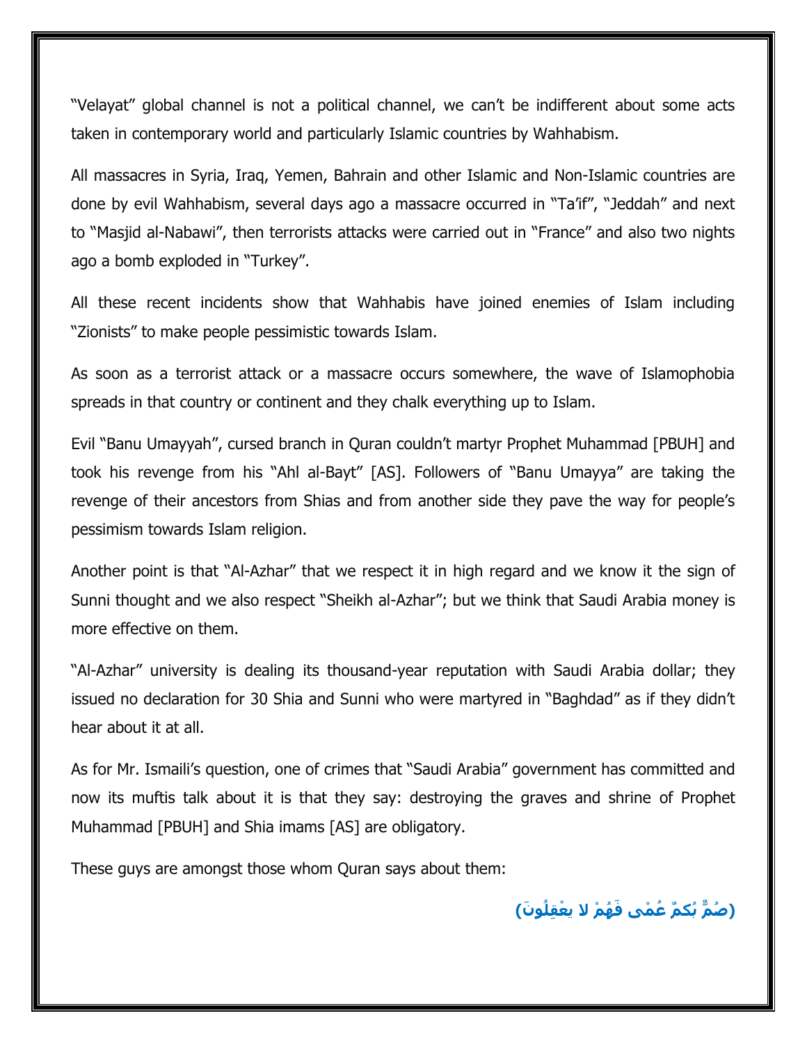"Velayat" global channel is not a political channel, we can't be indifferent about some acts taken in contemporary world and particularly Islamic countries by Wahhabism.

All massacres in Syria, Iraq, Yemen, Bahrain and other Islamic and Non-Islamic countries are done by evil Wahhabism, several days ago a massacre occurred in "Ta'if", "Jeddah" and next to "Masjid al-Nabawi", then terrorists attacks were carried out in "France" and also two nights ago a bomb exploded in "Turkey".

All these recent incidents show that Wahhabis have joined enemies of Islam including "Zionists" to make people pessimistic towards Islam.

As soon as a terrorist attack or a massacre occurs somewhere, the wave of Islamophobia spreads in that country or continent and they chalk everything up to Islam.

Evil "Banu Umayyah", cursed branch in Quran couldn't martyr Prophet Muhammad [PBUH] and took his revenge from his "Ahl al-Bayt" [AS]. Followers of "Banu Umayya" are taking the revenge of their ancestors from Shias and from another side they pave the way for people's pessimism towards Islam religion.

Another point is that "Al-Azhar" that we respect it in high regard and we know it the sign of Sunni thought and we also respect "Sheikh al-Azhar"; but we think that Saudi Arabia money is more effective on them.

"Al-Azhar" university is dealing its thousand-year reputation with Saudi Arabia dollar; they issued no declaration for 30 Shia and Sunni who were martyred in "Baghdad" as if they didn't hear about it at all.

As for Mr. Ismaili's question, one of crimes that "Saudi Arabia" government has committed and now its muftis talk about it is that they say: destroying the graves and shrine of Prophet Muhammad [PBUH] and Shia imams [AS] are obligatory.

These guys are amongst those whom Quran says about them:

**(صُمٌّ بُكمٌ عُمْى فَهُمْ لا يعْقِلُونَ)**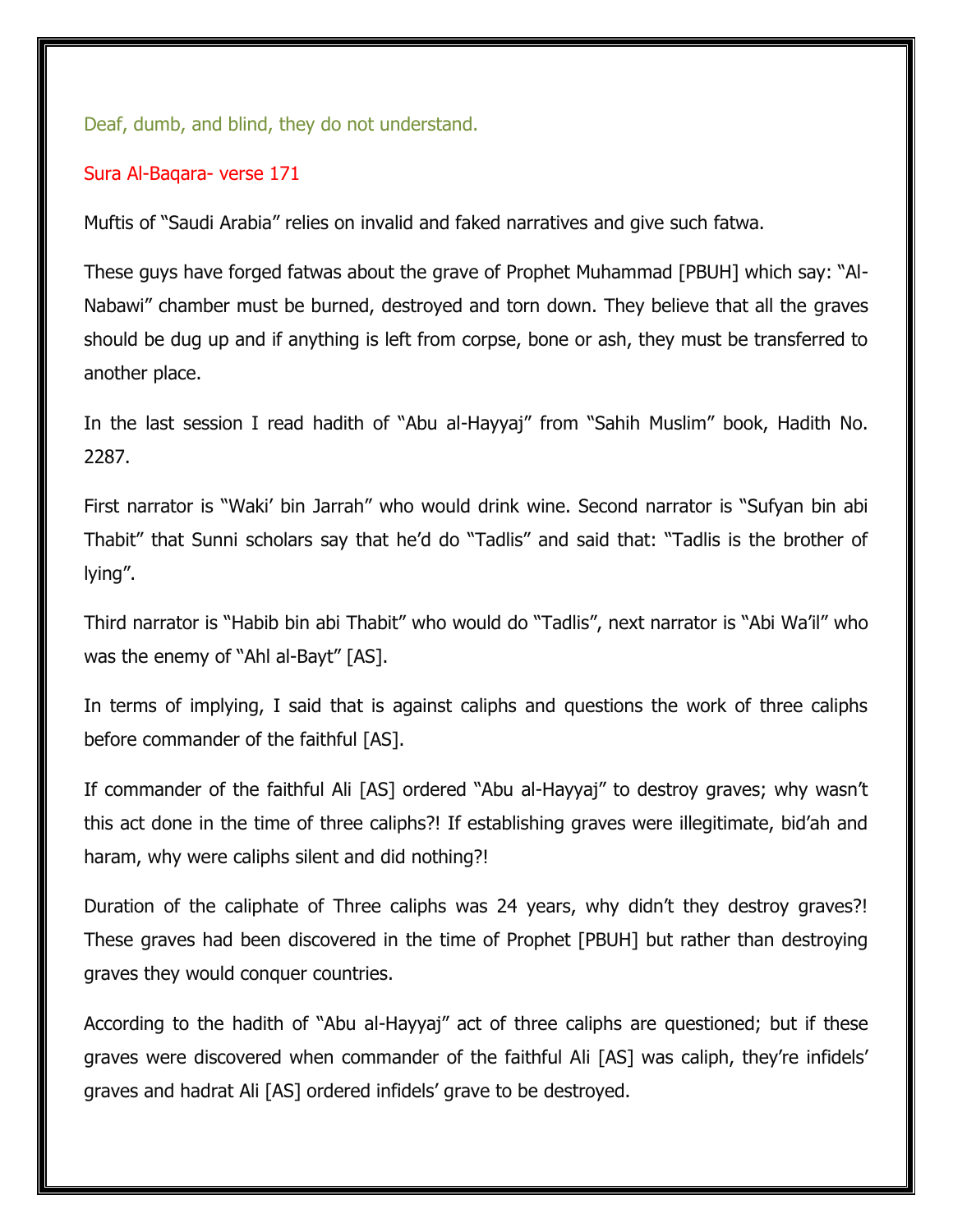Deaf, dumb, and blind, they do not understand.

Sura Al-Baqara- verse 171

Muftis of "Saudi Arabia" relies on invalid and faked narratives and give such fatwa.

These guys have forged fatwas about the grave of Prophet Muhammad [PBUH] which say: "Al-Nabawi" chamber must be burned, destroyed and torn down. They believe that all the graves should be dug up and if anything is left from corpse, bone or ash, they must be transferred to another place.

In the last session I read hadith of "Abu al-Hayyaj" from "Sahih Muslim" book, Hadith No. 2287.

First narrator is "Waki' bin Jarrah" who would drink wine. Second narrator is "Sufyan bin abi Thabit" that Sunni scholars say that he'd do "Tadlis" and said that: "Tadlis is the brother of lying".

Third narrator is "Habib bin abi Thabit" who would do "Tadlis", next narrator is "Abi Wa'il" who was the enemy of "Ahl al-Bayt" [AS].

In terms of implying, I said that is against caliphs and questions the work of three caliphs before commander of the faithful [AS].

If commander of the faithful Ali [AS] ordered "Abu al-Hayyaj" to destroy graves; why wasn't this act done in the time of three caliphs?! If establishing graves were illegitimate, bid'ah and haram, why were caliphs silent and did nothing?!

Duration of the caliphate of Three caliphs was 24 years, why didn't they destroy graves?! These graves had been discovered in the time of Prophet [PBUH] but rather than destroying graves they would conquer countries.

According to the hadith of "Abu al-Hayyaj" act of three caliphs are questioned; but if these graves were discovered when commander of the faithful Ali [AS] was caliph, they're infidels' graves and hadrat Ali [AS] ordered infidels' grave to be destroyed.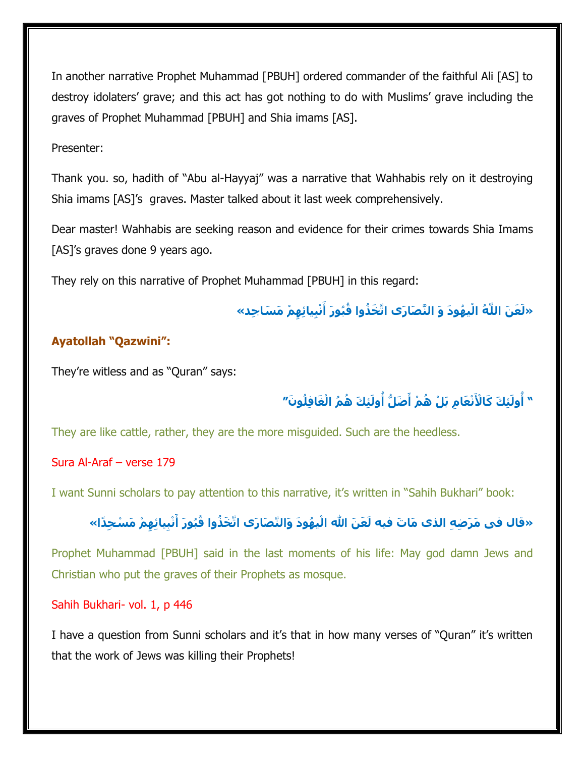In another narrative Prophet Muhammad [PBUH] ordered commander of the faithful Ali [AS] to destroy idolaters' grave; and this act has got nothing to do with Muslims' grave including the graves of Prophet Muhammad [PBUH] and Shia imams [AS].

Presenter:

Thank you. so, hadith of "Abu al-Hayyaj" was a narrative that Wahhabis rely on it destroying Shia imams [AS]'s graves. Master talked about it last week comprehensively.

Dear master! Wahhabis are seeking reason and evidence for their crimes towards Shia Imams [AS]'s graves done 9 years ago.

They rely on this narrative of Prophet Muhammad [PBUH] in this regard:

**«لَعَنَ اللَّهُ الْيهُودَ وَ النَّصَارَى اتَّخَذُوا قُبُورَ أَنْبِيائِهِمْ مَسَاجِد»**

**Ayatollah "Qazwini":**

They're witless and as "Quran" says:

**" أُولَئِكَ كَالْأَنْعَامِ بَلْ هُمْ أَضَلُّ أُولَئِكَ هُمُ الْغَافِلُونَ"**

They are like cattle, rather, they are the more misguided. Such are the heedless.

Sura Al-Araf – verse 179

I want Sunni scholars to pay attention to this narrative, it's written in "Sahih Bukhari" book:

**«قال فى مَرَضِهِ الذى مَاتَ فيه لَعَنَ الله الْيهُودَ وَالنَّصَارَى اتَّخَذُوا قُبُورَ أَنْبِيائِهِمْ مَسْجِدًا»**

Prophet Muhammad [PBUH] said in the last moments of his life: May god damn Jews and Christian who put the graves of their Prophets as mosque.

Sahih Bukhari- vol. 1, p 446

I have a question from Sunni scholars and it's that in how many verses of "Quran" it's written that the work of Jews was killing their Prophets!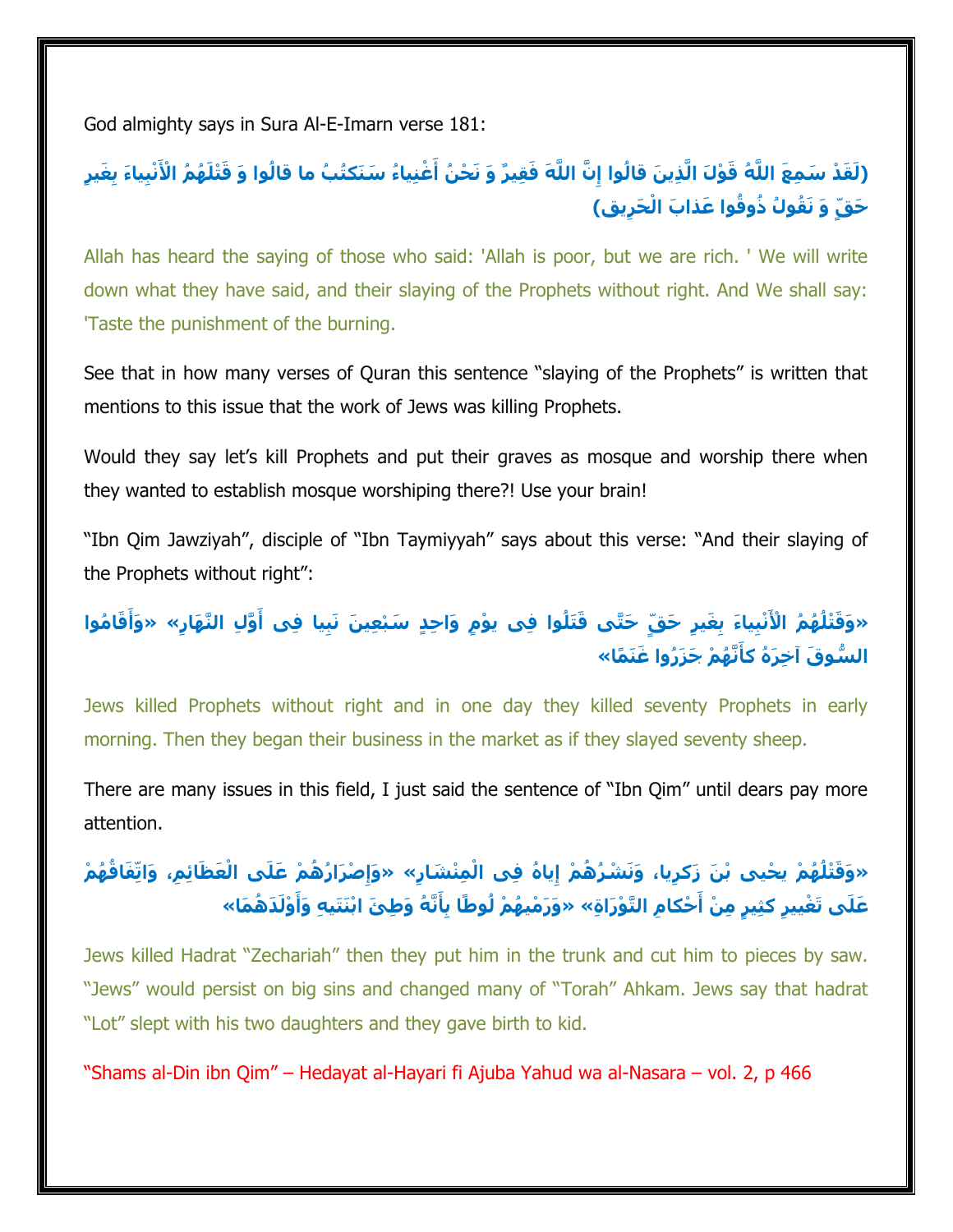God almighty says in Sura Al-E-Imarn verse 181:

**(لَقَدْ سَمِعَ اللَّهُ قَوْلَ الَّذِينَ قالُوا إِنَّ اللَّهَ فَقِيرٌ وَ نَحْنُ أَغْنِياءُ سَنَكْتُبُ ما قالُوا وَ قَتْلَهُمُ الْأَنْبِياءَ بِغَيْرِ حَقٍّ وَ نَقُولُ ذُوقُوا عَذابَ الْحَرِيق)**

Allah has heard the saying of those who said: 'Allah is poor, but we are rich. ' We will write down what they have said, and their slaying of the Prophets without right. And We shall say: 'Taste the punishment of the burning.

See that in how many verses of Quran this sentence "slaying of the Prophets" is written that mentions to this issue that the work of Jews was killing Prophets.

Would they say let's kill Prophets and put their graves as mosque and worship there when they wanted to establish mosque worshiping there?! Use your brain!

"Ibn Qim Jawziyah", disciple of "Ibn Taymiyyah" says about this verse: "And their slaying of the Prophets without right":

**«وَقَتْلُهُمُ الْأَنْبِيَاءَ بِغَيرِ حَقٍّ حَتَّى قَتَلُوا فِي يوْمٍ وَاحِدٍ سَبْعِينَ نَبِيا فِي أَوَّلِ النَّهَارِ» «وَأَقَامُوا السُّوقَ آخِرَهُ كأَنَّهُمْ جَزَرُوا غَنَمًا»**

Jews killed Prophets without right and in one day they killed seventy Prophets in early morning. Then they began their business in the market as if they slayed seventy sheep.

There are many issues in this field, I just said the sentence of "Ibn Qim" until dears pay more attention.

**«وَقَتْلُهُمْ يحْيى بْنَ زَكرِيا، وَنَشْرُهُمْ إِياهُ فِي الْمِنْشَارِ» «وَإِصْرَارُهُمْ عَلَى الْعَظَائِمِ، وَاتِّفَاقُهُمْ عَلَى تَغْيِيرِ كثِيرٍ مِنْ أَحْكَامِ التَّوْرَاةِ» «وَرَمْيهُمْ لُوطًا بِأَنَّهُ وَطِئَ ابْنَتَيهِ وَأَوْلَدَهُمَا»**

Jews killed Hadrat "Zechariah" then they put him in the trunk and cut him to pieces by saw. "Jews" would persist on big sins and changed many of "Torah" Ahkam. Jews say that hadrat "Lot" slept with his two daughters and they gave birth to kid.

"Shams al-Din ibn Qim" – Hedayat al-Hayari fi Ajuba Yahud wa al-Nasara – vol. 2, p 466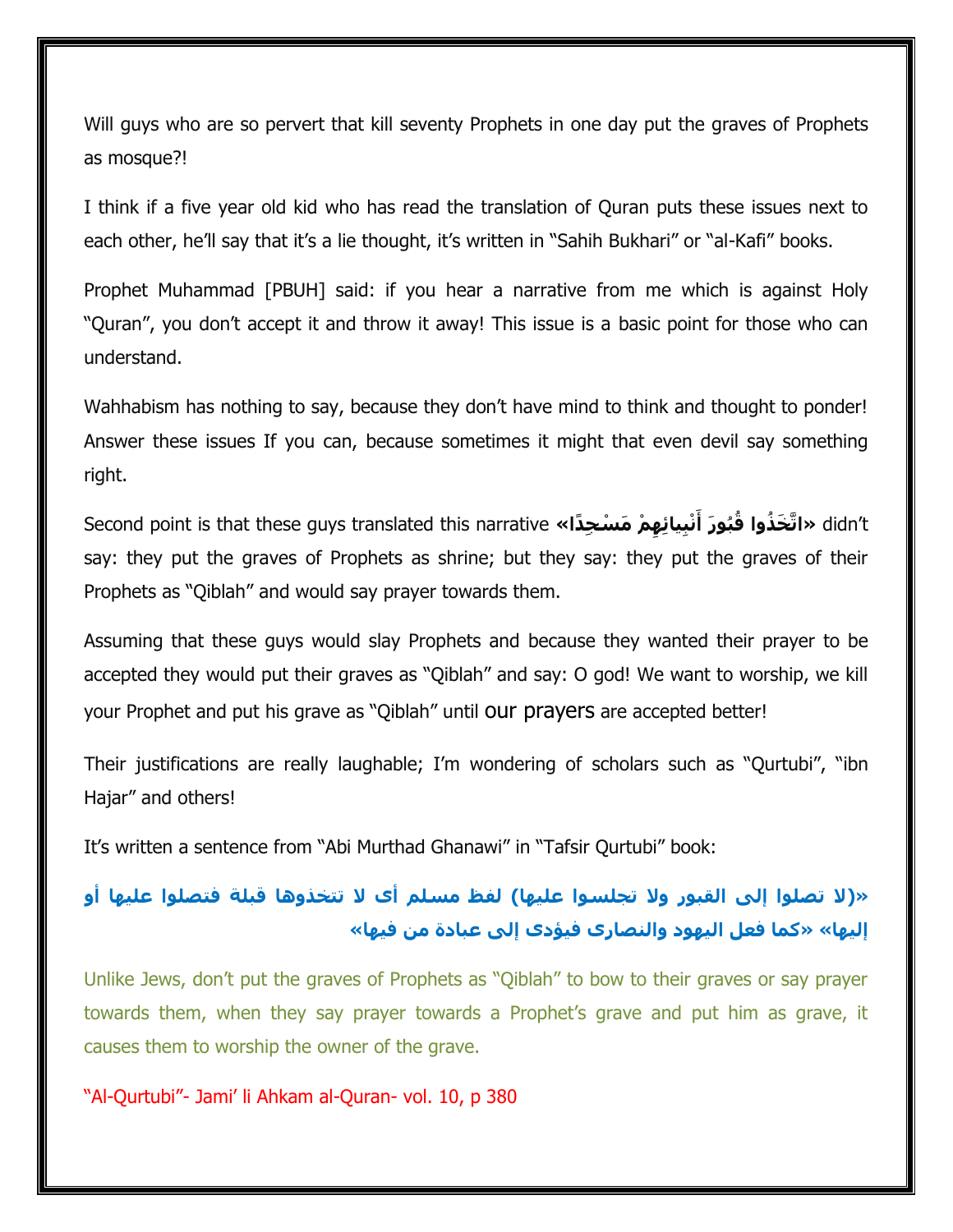Will guys who are so pervert that kill seventy Prophets in one day put the graves of Prophets as mosque?!

I think if a five year old kid who has read the translation of Quran puts these issues next to each other, he'll say that it's a lie thought, it's written in "Sahih Bukhari" or "al-Kafi" books.

Prophet Muhammad [PBUH] said: if you hear a narrative from me which is against Holy "Quran", you don't accept it and throw it away! This issue is a basic point for those who can understand.

Wahhabism has nothing to say, because they don't have mind to think and thought to ponder! Answer these issues If you can, because sometimes it might that even devil say something right.

Second point is that these guys translated this narrative **«اتَّخَذُوا قُبُورَ أَنْبِيائِهِمْ مَسْجِدًا»** didn't say: they put the graves of Prophets as shrine; but they say: they put the graves of their Prophets as "Qiblah" and would say prayer towards them.

Assuming that these guys would slay Prophets and because they wanted their prayer to be accepted they would put their graves as "Qiblah" and say: O god! We want to worship, we kill your Prophet and put his grave as "Qiblah" until our prayers are accepted better!

Their justifications are really laughable; I'm wondering of scholars such as "Qurtubi", "ibn Hajar" and others!

It's written a sentence from "Abi Murthad Ghanawi" in "Tafsir Qurtubi" book:

**«(لا تصلوا إلى القبور ولا تجلسوا عليها) لفظ مسلم أى لا تتخذوها قبلة فتصلوا عليها أو إليها» «كما فعل اليهود والنصارى فيؤدى إلى عبادة من فيها»**

Unlike Jews, don't put the graves of Prophets as "Qiblah" to bow to their graves or say prayer towards them, when they say prayer towards a Prophet's grave and put him as grave, it causes them to worship the owner of the grave.

"Al-Qurtubi"- Jami' li Ahkam al-Quran- vol. 10, p 380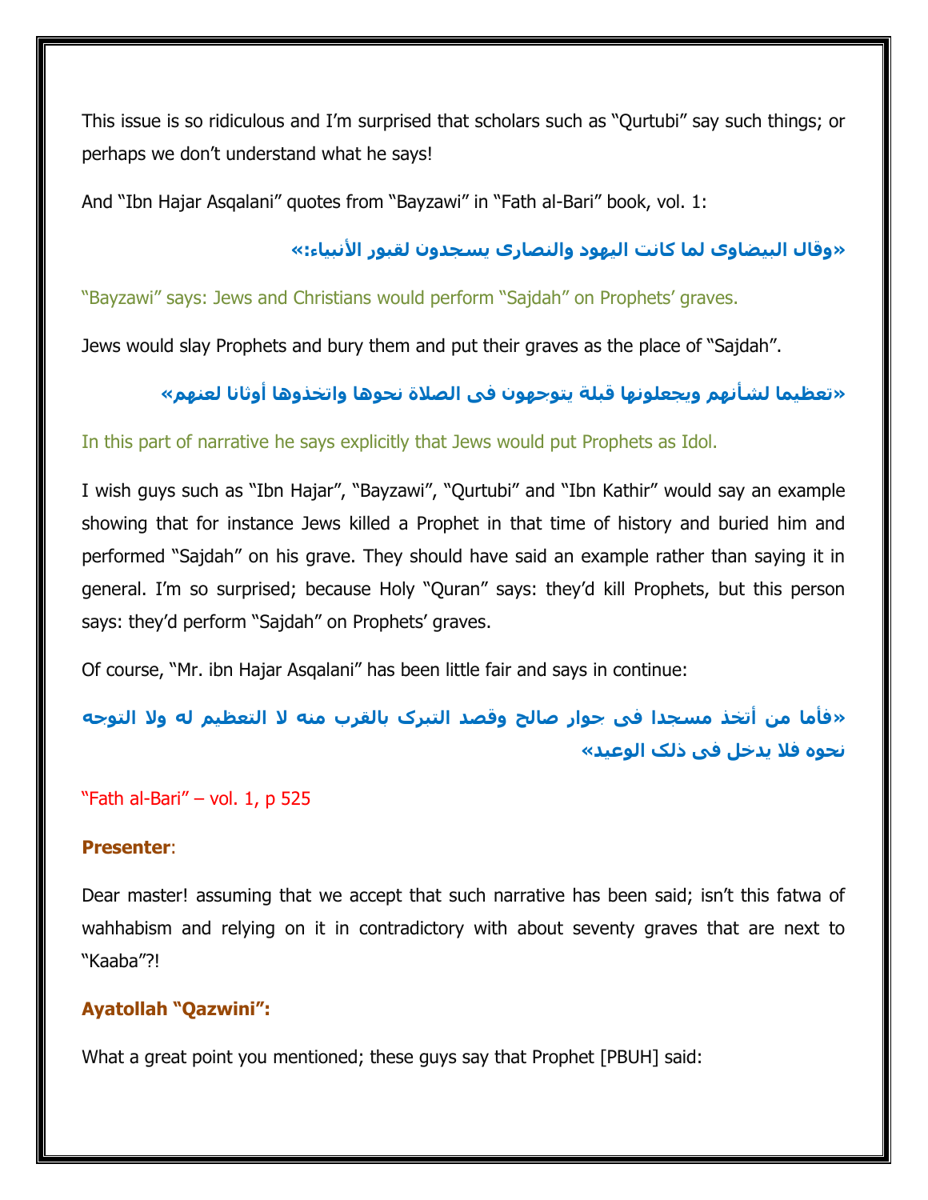This issue is so ridiculous and I'm surprised that scholars such as "Qurtubi" say such things; or perhaps we don't understand what he says!

And "Ibn Hajar Asqalani" quotes from "Bayzawi" in "Fath al-Bari" book, vol. 1:

**«وقال البيضاوی لما كانت اليهود والنصارى يسجدون لقبور الأنبياء:»**

"Bayzawi" says: Jews and Christians would perform "Sajdah" on Prophets' graves.

Jews would slay Prophets and bury them and put their graves as the place of "Sajdah".

**«تعظيما لشأنهم ويجعلونها قبلة يتوجهون فی الصلاة نحوها واتخذوها أوثانا لعنهم»**

In this part of narrative he says explicitly that Jews would put Prophets as Idol.

I wish guys such as "Ibn Hajar", "Bayzawi", "Qurtubi" and "Ibn Kathir" would say an example showing that for instance Jews killed a Prophet in that time of history and buried him and performed "Sajdah" on his grave. They should have said an example rather than saying it in general. I'm so surprised; because Holy "Quran" says: they'd kill Prophets, but this person says: they'd perform "Sajdah" on Prophets' graves.

Of course, "Mr. ibn Hajar Asqalani" has been little fair and says in continue:

**«فأما من أتخذ مسجدا فی جوار صالح وقصد التبرک بالقرب منه لا التعظيم له ولا التوجه نحوه فلا يدخل فی ذلک الوعيد»**

"Fath al-Bari" – vol. 1, p 525

**Presenter**:

Dear master! assuming that we accept that such narrative has been said; isn't this fatwa of wahhabism and relying on it in contradictory with about seventy graves that are next to "Kaaba"?!

**Ayatollah "Qazwini":**

What a great point you mentioned; these guys say that Prophet [PBUH] said: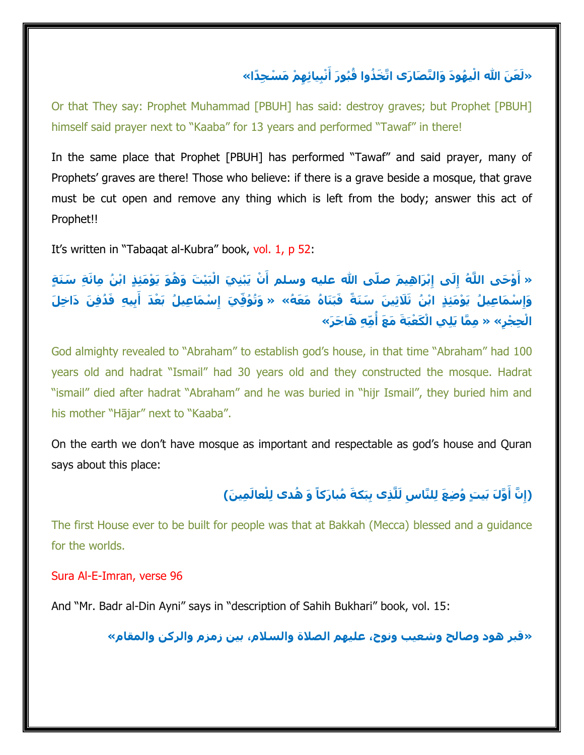**«لَعَنَ اللهُ الْيَهُودَ وَالنَّصَارَى اتَّخَذُوا قُبُورَ أَنْبِيائِهِمْ مَسْجِدًا»**

Or that They say: Prophet Muhammad [PBUH] has said: destroy graves; but Prophet [PBUH] himself said prayer next to "Kaaba" for 13 years and performed "Tawaf" in there!

In the same place that Prophet [PBUH] has performed "Tawaf" and said prayer, many of Prophets' graves are there! Those who believe: if there is a grave beside a mosque, that grave must be cut open and remove any thing which is left from the body; answer this act of Prophet!!

It's written in "Tabaqat al-Kubra" book, vol. 1, p 52:

**« أَوْحَى اللَّهُ إِلَى إِبْرَاهِيمَ صلّى الله عليه وسلم أَنْ يَبْنِيَ الْبَيْتَ وَهُوَ يَوْمَئِذٍ ابْنُ مِائَةِ سَنَةٍ وَإِسْمَاعِيلُ يَوْمَئِذٍ ابْنُ ثَلَاثِينَ سَنَةً فَبَنَاهُ مَعَهُ» « وَتُوُفِّيَ إِسْمَاعِيلُ بَعْدَ أَبِيهِ فَدُفِنَ دَاخِلَ الْحِجْرِ» « مِمَّا يَلِي الْكَعْبَةَ مَعَ أُمِّهِ هَاجَرَ»**

God almighty revealed to "Abraham" to establish god's house, in that time "Abraham" had 100 years old and hadrat "Ismail" had 30 years old and they constructed the mosque. Hadrat "ismail" died after hadrat "Abraham" and he was buried in "hijr Ismail", they buried him and his mother "Hājar" next to "Kaaba".

On the earth we don't have mosque as important and respectable as god's house and Quran says about this place:

**(إِنَّ أَوَّلَ بَيتٍ وُضِعَ لِلنَّاسِ لَلَّذِى بِبَكةَ مُبارَكاً وَ هُدى لِلْعالَمِينَ)**

The first House ever to be built for people was that at Bakkah (Mecca) blessed and a guidance for the worlds.

Sura Al-E-Imran, verse 96

And "Mr. Badr al-Din Ayni" says in "description of Sahih Bukhari" book, vol. 15:

**«قبر هود وصالح وشعيب ونوح، عليهم الصلاة والسلام، بين زمزم والركن والمقام»**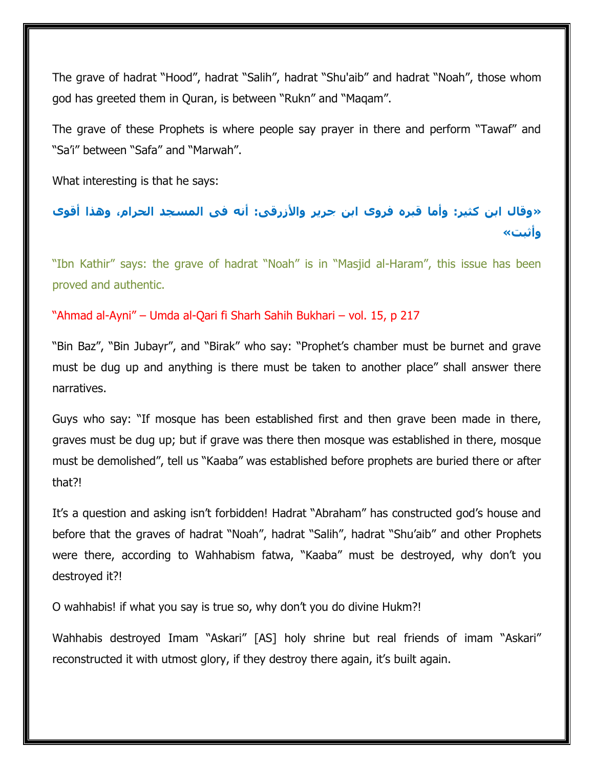The grave of hadrat "Hood", hadrat "Salih", hadrat "Shu'aib" and hadrat "Noah", those whom god has greeted them in Quran, is between "Rukn" and "Maqam".

The grave of these Prophets is where people say prayer in there and perform "Tawaf" and "Sa'i" between "Safa" and "Marwah".

What interesting is that he says:

**«وقال ابن كثير: وأما قبره فروى ابن جرير والأزرقي: أنه في المسجد الحرام، وهذا أقوى وأثبت»**

"Ibn Kathir" says: the grave of hadrat "Noah" is in "Masjid al-Haram", this issue has been proved and authentic.

"Ahmad al-Ayni" – Umda al-Qari fi Sharh Sahih Bukhari – vol. 15, p 217

"Bin Baz", "Bin Jubayr", and "Birak" who say: "Prophet's chamber must be burnet and grave must be dug up and anything is there must be taken to another place" shall answer there narratives.

Guys who say: "If mosque has been established first and then grave been made in there, graves must be dug up; but if grave was there then mosque was established in there, mosque must be demolished", tell us "Kaaba" was established before prophets are buried there or after that?!

It's a question and asking isn't forbidden! Hadrat "Abraham" has constructed god's house and before that the graves of hadrat "Noah", hadrat "Salih", hadrat "Shu'aib" and other Prophets were there, according to Wahhabism fatwa, "Kaaba" must be destroyed, why don't you destroyed it?!

O wahhabis! if what you say is true so, why don't you do divine Hukm?!

Wahhabis destroyed Imam "Askari" [AS] holy shrine but real friends of imam "Askari" reconstructed it with utmost glory, if they destroy there again, it's built again.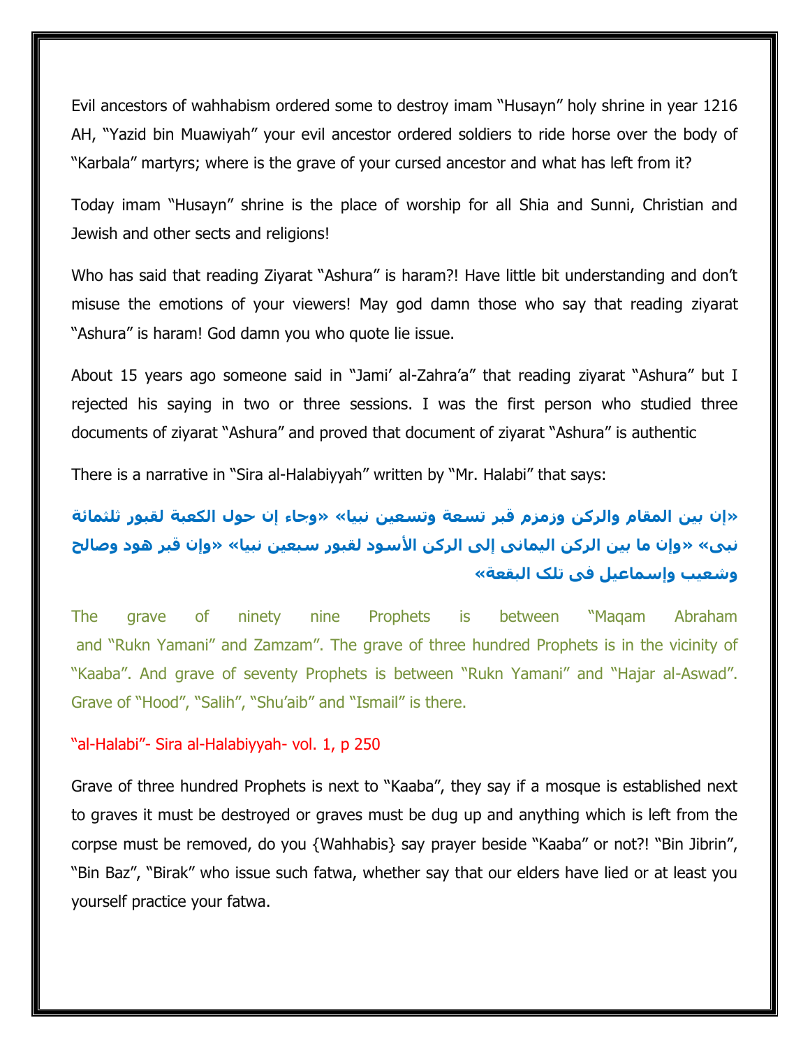Evil ancestors of wahhabism ordered some to destroy imam "Husayn" holy shrine in year 1216 AH, "Yazid bin Muawiyah" your evil ancestor ordered soldiers to ride horse over the body of "Karbala" martyrs; where is the grave of your cursed ancestor and what has left from it?

Today imam "Husayn" shrine is the place of worship for all Shia and Sunni, Christian and Jewish and other sects and religions!

Who has said that reading Ziyarat "Ashura" is haram?! Have little bit understanding and don't misuse the emotions of your viewers! May god damn those who say that reading ziyarat "Ashura" is haram! God damn you who quote lie issue.

About 15 years ago someone said in "Jami' al-Zahra'a" that reading ziyarat "Ashura" but I rejected his saying in two or three sessions. I was the first person who studied three documents of ziyarat "Ashura" and proved that document of ziyarat "Ashura" is authentic

There is a narrative in "Sira al-Halabiyyah" written by "Mr. Halabi" that says:

**«إن بين المقام والركن وزمزم قبر تسعة وتسعين نبيا» «وجاء إن حول الكعبة لقبور ثلثمائة نبى» «وإن ما بين الركن اليمانى إلى الركن الأسود لقبور سبعين نبيا» «وإن قبر هود وصالح وشعيب وإسماعيل فى تلك البقعة»**

The grave of ninety nine Prophets is between "Maqam Abraham and "Rukn Yamani" and Zamzam". The grave of three hundred Prophets is in the vicinity of "Kaaba". And grave of seventy Prophets is between "Rukn Yamani" and "Hajar al-Aswad". Grave of "Hood", "Salih", "Shu'aib" and "Ismail" is there.

"al-Halabi"- Sira al-Halabiyyah- vol. 1, p 250

Grave of three hundred Prophets is next to "Kaaba", they say if a mosque is established next to graves it must be destroyed or graves must be dug up and anything which is left from the corpse must be removed, do you {Wahhabis} say prayer beside "Kaaba" or not?! "Bin Jibrin", "Bin Baz", "Birak" who issue such fatwa, whether say that our elders have lied or at least you yourself practice your fatwa.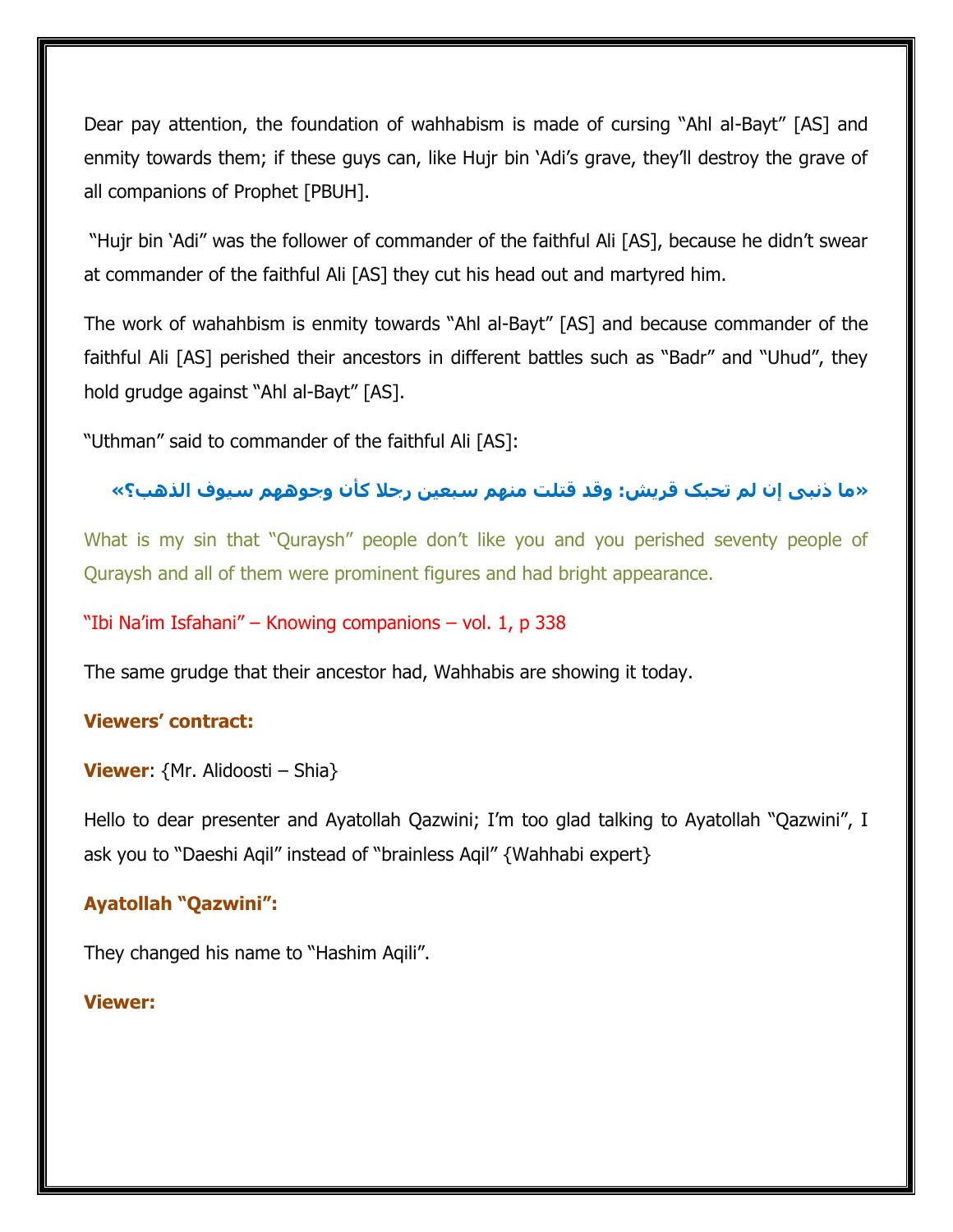Dear pay attention, the foundation of wahhabism is made of cursing "Ahl al-Bayt" [AS] and enmity towards them; if these guys can, like Hujr bin 'Adi's grave, they'll destroy the grave of all companions of Prophet [PBUH].

"Hujr bin 'Adi" was the follower of commander of the faithful Ali [AS], because he didn't swear at commander of the faithful Ali [AS] they cut his head out and martyred him.

The work of wahahbism is enmity towards "Ahl al-Bayt" [AS] and because commander of the faithful Ali [AS] perished their ancestors in different battles such as "Badr" and "Uhud", they hold grudge against "Ahl al-Bayt" [AS].

"Uthman" said to commander of the faithful Ali [AS]:

**«ما ذنبی إن لم تحبک قریش: وقد قتلت منهم سبعین رجلا کأن وجوههم سیوف الذهب؟»**

What is my sin that "Quraysh" people don't like you and you perished seventy people of Quraysh and all of them were prominent figures and had bright appearance.

"Ibi Na'im Isfahani" – Knowing companions – vol. 1, p 338

The same grudge that their ancestor had, Wahhabis are showing it today.

**Viewers' contract:**

**Viewer**: {Mr. Alidoosti – Shia}

Hello to dear presenter and Ayatollah Qazwini; I'm too glad talking to Ayatollah "Qazwini", I ask you to "Daeshi Aqil" instead of "brainless Aqil" {Wahhabi expert}

**Ayatollah "Qazwini":**

They changed his name to "Hashim Aqili".

**Viewer:**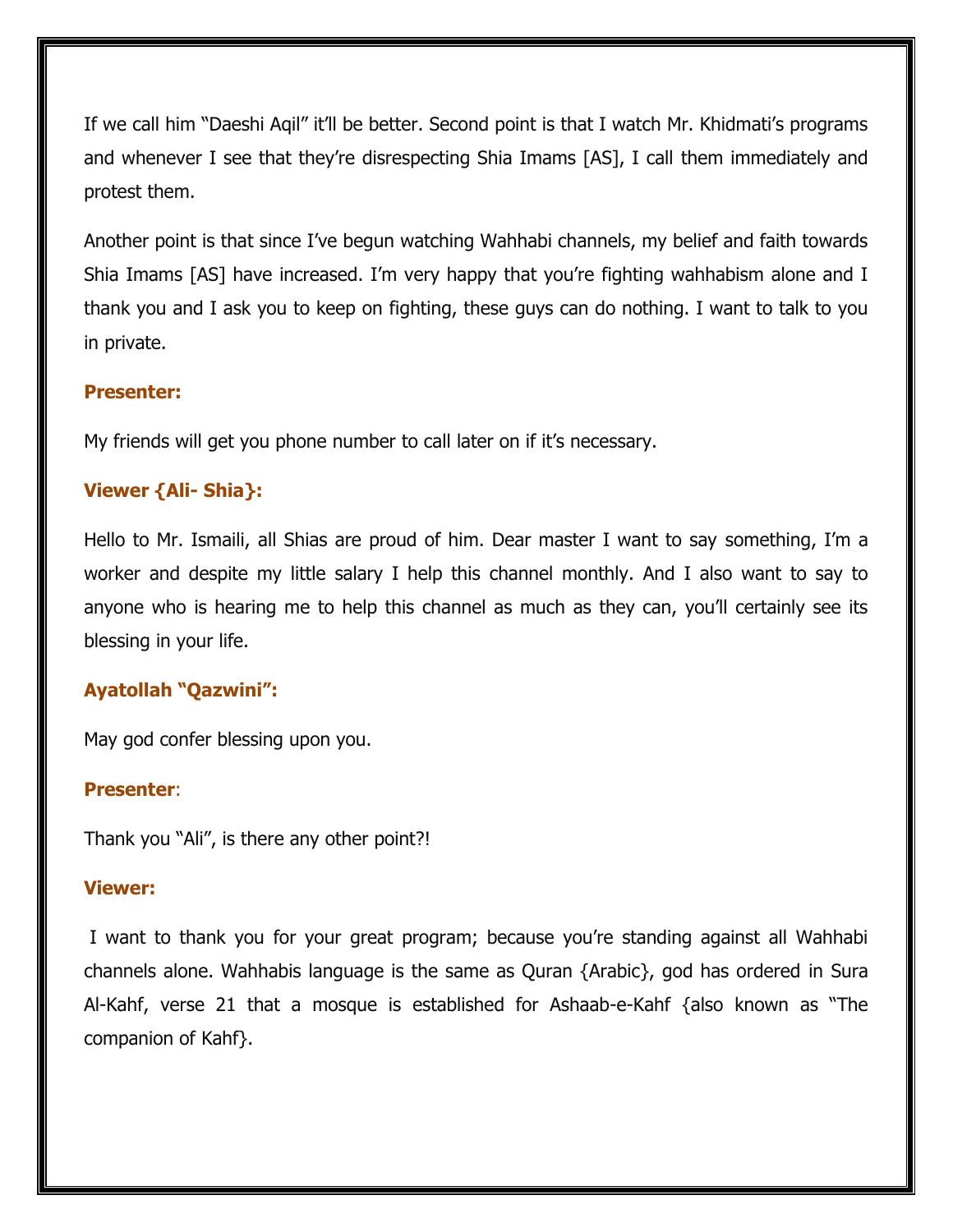If we call him "Daeshi Aqil" it'll be better. Second point is that I watch Mr. Khidmati's programs and whenever I see that they're disrespecting Shia Imams [AS], I call them immediately and protest them.

Another point is that since I've begun watching Wahhabi channels, my belief and faith towards Shia Imams [AS] have increased. I'm very happy that you're fighting wahhabism alone and I thank you and I ask you to keep on fighting, these guys can do nothing. I want to talk to you in private.

**Presenter:**

My friends will get you phone number to call later on if it's necessary.

**Viewer {Ali- Shia}:**

Hello to Mr. Ismaili, all Shias are proud of him. Dear master I want to say something, I'm a worker and despite my little salary I help this channel monthly. And I also want to say to anyone who is hearing me to help this channel as much as they can, you'll certainly see its blessing in your life.

**Ayatollah "Qazwini":**

May god confer blessing upon you.

**Presenter**:

Thank you "Ali", is there any other point?!

**Viewer:**

I want to thank you for your great program; because you're standing against all Wahhabi channels alone. Wahhabis language is the same as Quran {Arabic}, god has ordered in Sura Al-Kahf, verse 21 that a mosque is established for Ashaab-e-Kahf {also known as "The companion of Kahf}.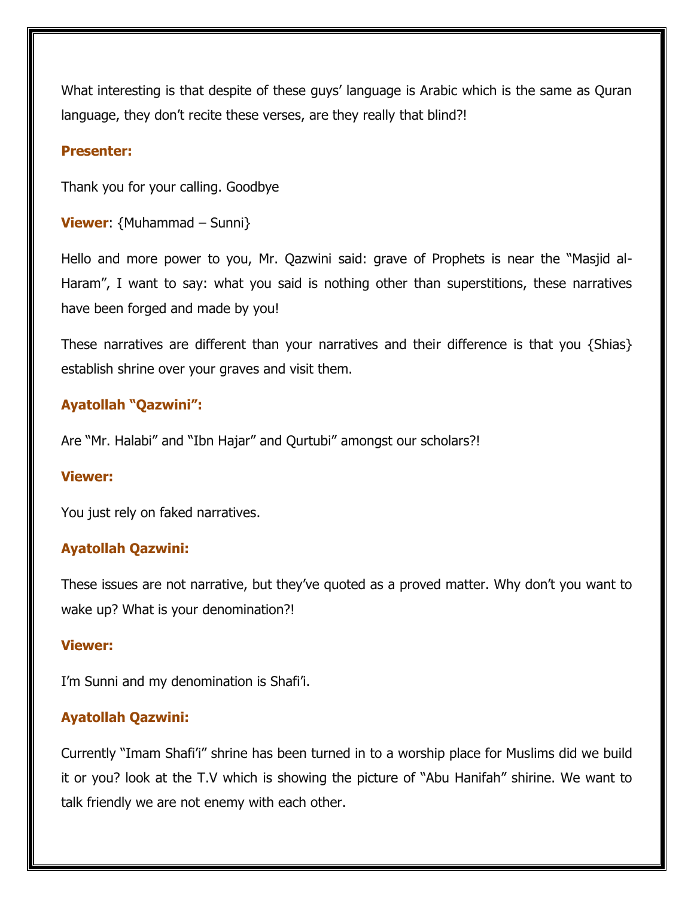What interesting is that despite of these guys' language is Arabic which is the same as Quran language, they don't recite these verses, are they really that blind?!

**Presenter:**

Thank you for your calling. Goodbye

**Viewer**: {Muhammad – Sunni}

Hello and more power to you, Mr. Qazwini said: grave of Prophets is near the "Masjid al-Haram", I want to say: what you said is nothing other than superstitions, these narratives have been forged and made by you!

These narratives are different than your narratives and their difference is that you {Shias} establish shrine over your graves and visit them.

**Ayatollah "Qazwini":**

Are "Mr. Halabi" and "Ibn Hajar" and Qurtubi" amongst our scholars?!

**Viewer:**

You just rely on faked narratives.

**Ayatollah Qazwini:**

These issues are not narrative, but they've quoted as a proved matter. Why don't you want to wake up? What is your denomination?!

**Viewer:**

I'm Sunni and my denomination is Shafi'i.

**Ayatollah Qazwini:**

Currently "Imam Shafi'i" shrine has been turned in to a worship place for Muslims did we build it or you? look at the T.V which is showing the picture of "Abu Hanifah" shirine. We want to talk friendly we are not enemy with each other.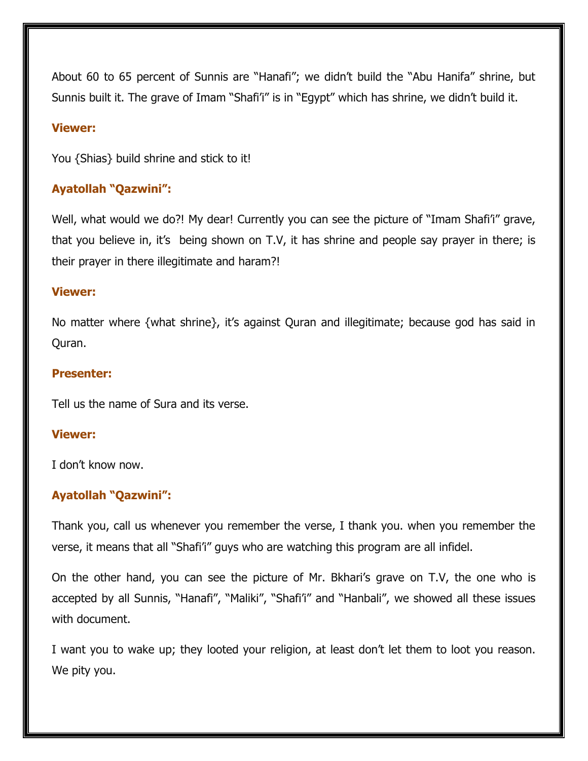About 60 to 65 percent of Sunnis are "Hanafi"; we didn't build the "Abu Hanifa" shrine, but Sunnis built it. The grave of Imam "Shafi'i" is in "Egypt" which has shrine, we didn't build it.

**Viewer:**

You {Shias} build shrine and stick to it!

**Ayatollah "Qazwini":**

Well, what would we do?! My dear! Currently you can see the picture of "Imam Shafi'i" grave, that you believe in, it's being shown on T.V, it has shrine and people say prayer in there; is their prayer in there illegitimate and haram?!

**Viewer:**

No matter where {what shrine}, it's against Quran and illegitimate; because god has said in Quran.

**Presenter:**

Tell us the name of Sura and its verse.

**Viewer:**

I don't know now.

**Ayatollah "Qazwini":**

Thank you, call us whenever you remember the verse, I thank you. when you remember the verse, it means that all "Shafi'i" guys who are watching this program are all infidel.

On the other hand, you can see the picture of Mr. Bkhari's grave on T.V, the one who is accepted by all Sunnis, "Hanafi", "Maliki", "Shafi'i" and "Hanbali", we showed all these issues with document.

I want you to wake up; they looted your religion, at least don't let them to loot you reason. We pity you.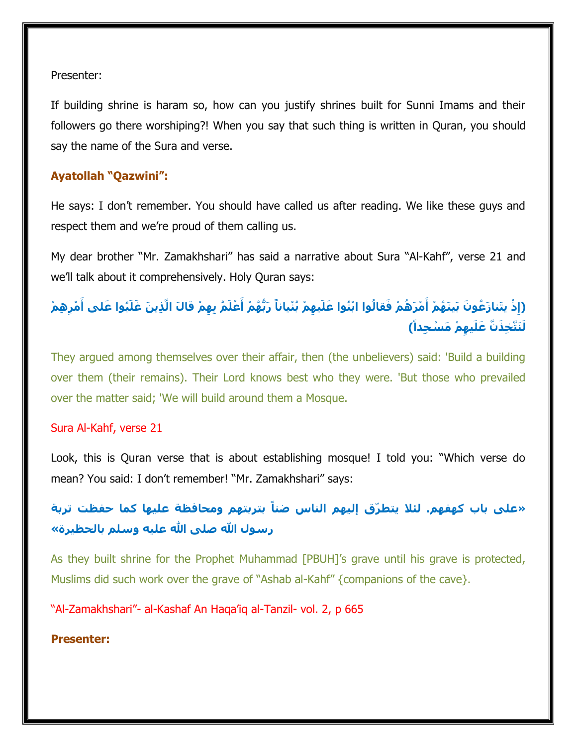Presenter:

If building shrine is haram so, how can you justify shrines built for Sunni Imams and their followers go there worshiping?! When you say that such thing is written in Quran, you should say the name of the Sura and verse.

**Ayatollah "Qazwini":**

He says: I don't remember. You should have called us after reading. We like these guys and respect them and we're proud of them calling us.

My dear brother "Mr. Zamakhshari" has said a narrative about Sura "Al-Kahf", verse 21 and we'll talk about it comprehensively. Holy Quran says:

**(إِذْ يَتَنازَعُونَ بَيْنَهُمْ أَمْرَهُمْ فَقالُوا ابْنُوا عَلَيْهِمْ بُنْياناً رَبُّهُمْ أَعْلَمُ بِهِمْ قالَ الَّذِينَ غَلَبُوا عَلى أَمْرِهِمْ لَنَتَّخِذَنَّ عَلَيْهِمْ مَسْجِداً)**

They argued among themselves over their affair, then (the unbelievers) said: 'Build a building over them (their remains). Their Lord knows best who they were. 'But those who prevailed over the matter said; 'We will build around them a Mosque.

Sura Al-Kahf, verse 21

Look, this is Quran verse that is about establishing mosque! I told you: "Which verse do mean? You said: I don't remember! "Mr. Zamakhshari" says:

**«على باب كهفهم. لئلا يتطرّق إليهم الناس ضناً بتربتهم ومحافظة عليها كما حفظت تربة رسول الله صلى الله عليه وسلم بالحظيرة»**

As they built shrine for the Prophet Muhammad [PBUH]'s grave until his grave is protected, Muslims did such work over the grave of "Ashab al-Kahf" {companions of the cave}.

"Al-Zamakhshari"- al-Kashaf An Haqa'iq al-Tanzil- vol. 2, p 665

**Presenter:**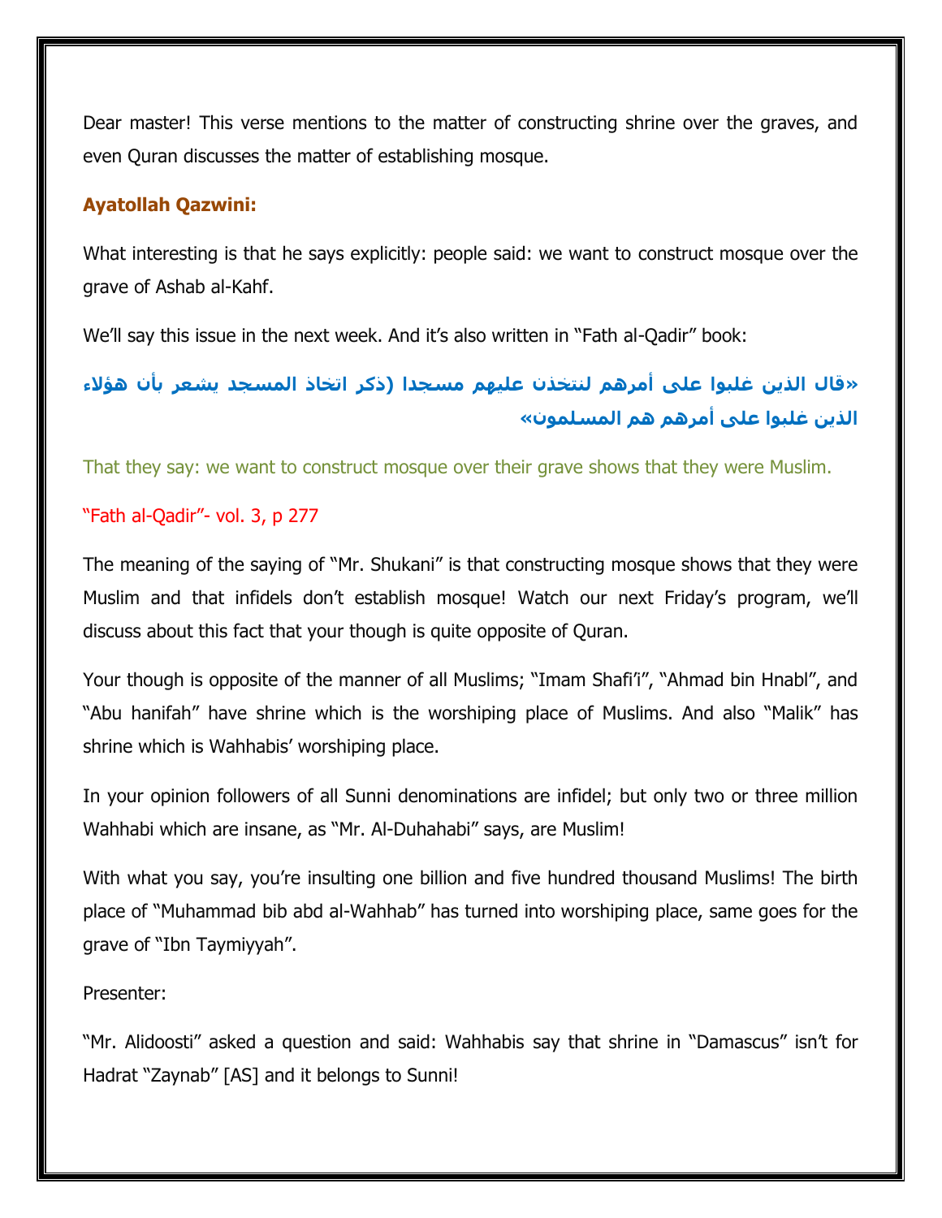Dear master! This verse mentions to the matter of constructing shrine over the graves, and even Quran discusses the matter of establishing mosque.

**Ayatollah Qazwini:**

What interesting is that he says explicitly: people said: we want to construct mosque over the grave of Ashab al-Kahf.

We'll say this issue in the next week. And it's also written in "Fath al-Qadir" book:

**«قال الذين غلبوا على أمرهم لنتخذن عليهم مسجدا (ذكر اتخاذ المسجد يشعر بأن هؤلاء الذين غلبوا على أمرهم هم المسلمون»**

That they say: we want to construct mosque over their grave shows that they were Muslim.

"Fath al-Qadir"- vol. 3, p 277

The meaning of the saying of "Mr. Shukani" is that constructing mosque shows that they were Muslim and that infidels don't establish mosque! Watch our next Friday's program, we'll discuss about this fact that your though is quite opposite of Quran.

Your though is opposite of the manner of all Muslims; "Imam Shafi'i", "Ahmad bin Hnabl", and "Abu hanifah" have shrine which is the worshiping place of Muslims. And also "Malik" has shrine which is Wahhabis' worshiping place.

In your opinion followers of all Sunni denominations are infidel; but only two or three million Wahhabi which are insane, as "Mr. Al-Duhahabi" says, are Muslim!

With what you say, you're insulting one billion and five hundred thousand Muslims! The birth place of "Muhammad bib abd al-Wahhab" has turned into worshiping place, same goes for the grave of "Ibn Taymiyyah".

Presenter:

"Mr. Alidoosti" asked a question and said: Wahhabis say that shrine in "Damascus" isn't for Hadrat "Zaynab" [AS] and it belongs to Sunni!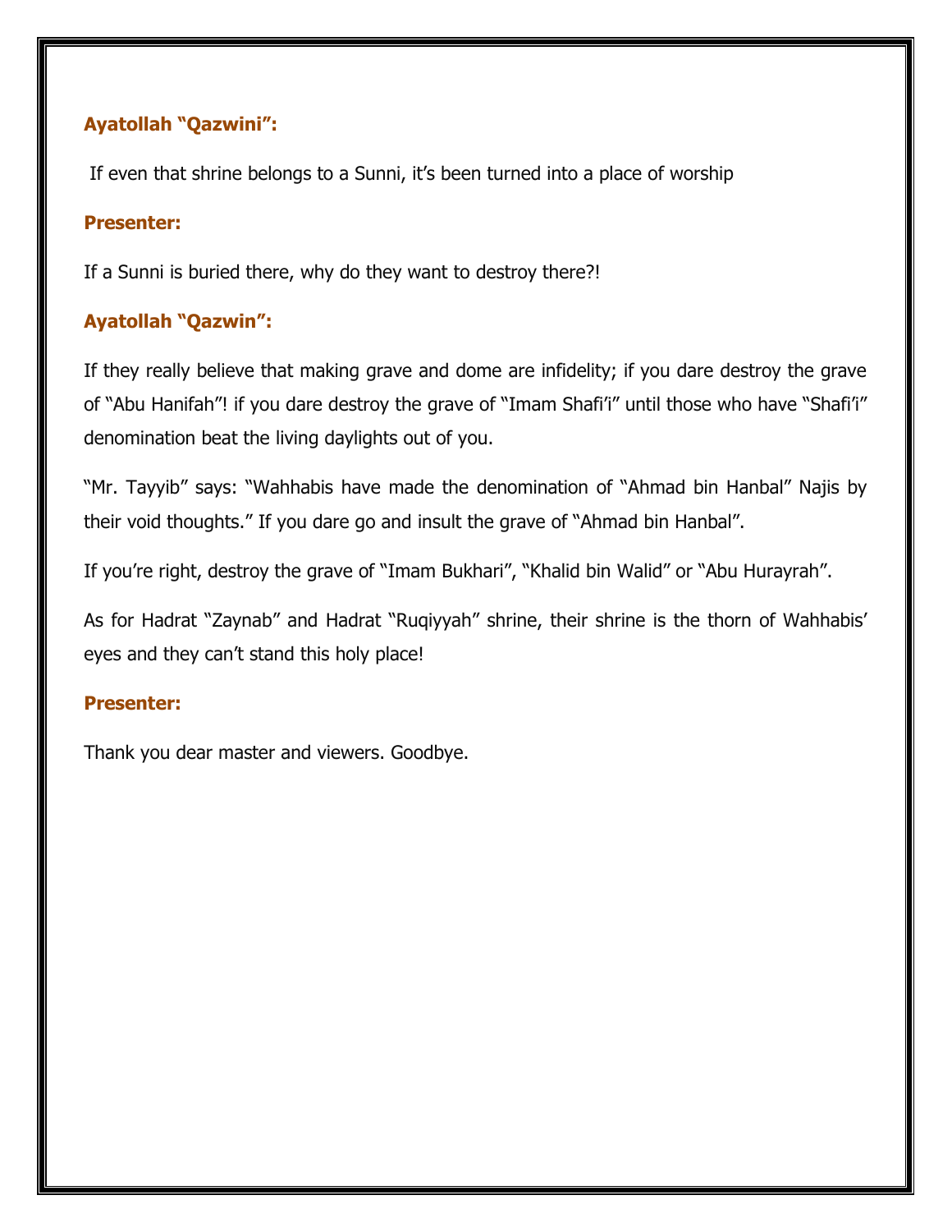**Ayatollah "Qazwini":**

If even that shrine belongs to a Sunni, it's been turned into a place of worship

**Presenter:**

If a Sunni is buried there, why do they want to destroy there?!

**Ayatollah "Qazwin":**

If they really believe that making grave and dome are infidelity; if you dare destroy the grave of "Abu Hanifah"! if you dare destroy the grave of "Imam Shafi'i" until those who have "Shafi'i" denomination beat the living daylights out of you.

"Mr. Tayyib" says: "Wahhabis have made the denomination of "Ahmad bin Hanbal" Najis by their void thoughts." If you dare go and insult the grave of "Ahmad bin Hanbal".

If you're right, destroy the grave of "Imam Bukhari", "Khalid bin Walid" or "Abu Hurayrah".

As for Hadrat "Zaynab" and Hadrat "Ruqiyyah" shrine, their shrine is the thorn of Wahhabis' eyes and they can't stand this holy place!

**Presenter:**

Thank you dear master and viewers. Goodbye.